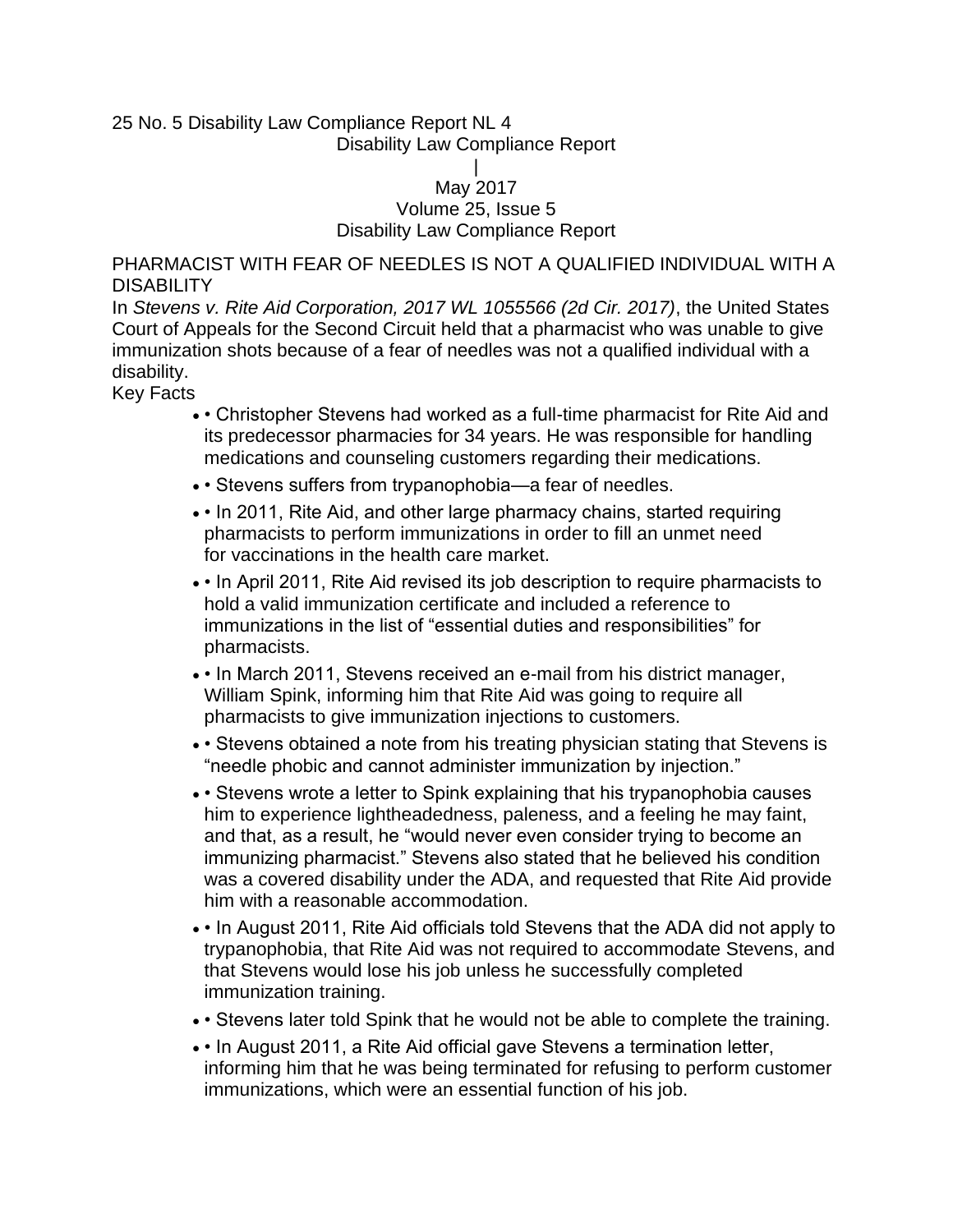25 No. 5 Disability Law Compliance Report NL 4

Disability Law Compliance Report

|

May 2017

Volume 25, Issue 5

Disability Law Compliance Report

## PHARMACIST WITH FEAR OF NEEDLES IS NOT A QUALIFIED INDIVIDUAL WITH A DISABILITY

In *Stevens v. Rite Aid Corporation, 2017 WL 1055566 (2d Cir. 2017)*, the United States Court of Appeals for the Second Circuit held that a pharmacist who was unable to give immunization shots because of a fear of needles was not a qualified individual with a disability.

Key Facts

- • Christopher Stevens had worked as a full-time pharmacist for Rite Aid and its predecessor pharmacies for 34 years. He was responsible for handling medications and counseling customers regarding their medications.
- • Stevens suffers from trypanophobia—a fear of needles.
- • In 2011, Rite Aid, and other large pharmacy chains, started requiring pharmacists to perform immunizations in order to fill an unmet need for vaccinations in the health care market.
- • In April 2011, Rite Aid revised its job description to require pharmacists to hold a valid immunization certificate and included a reference to immunizations in the list of "essential duties and responsibilities" for pharmacists.
- • In March 2011, Stevens received an e-mail from his district manager, William Spink, informing him that Rite Aid was going to require all pharmacists to give immunization injections to customers.
- • Stevens obtained a note from his treating physician stating that Stevens is "needle phobic and cannot administer immunization by injection."
- • Stevens wrote a letter to Spink explaining that his trypanophobia causes him to experience lightheadedness, paleness, and a feeling he may faint, and that, as a result, he "would never even consider trying to become an immunizing pharmacist." Stevens also stated that he believed his condition was a covered disability under the ADA, and requested that Rite Aid provide him with a reasonable accommodation.
- • In August 2011, Rite Aid officials told Stevens that the ADA did not apply to trypanophobia, that Rite Aid was not required to accommodate Stevens, and that Stevens would lose his job unless he successfully completed immunization training.
- • Stevens later told Spink that he would not be able to complete the training.
- • In August 2011, a Rite Aid official gave Stevens a termination letter, informing him that he was being terminated for refusing to perform customer immunizations, which were an essential function of his job.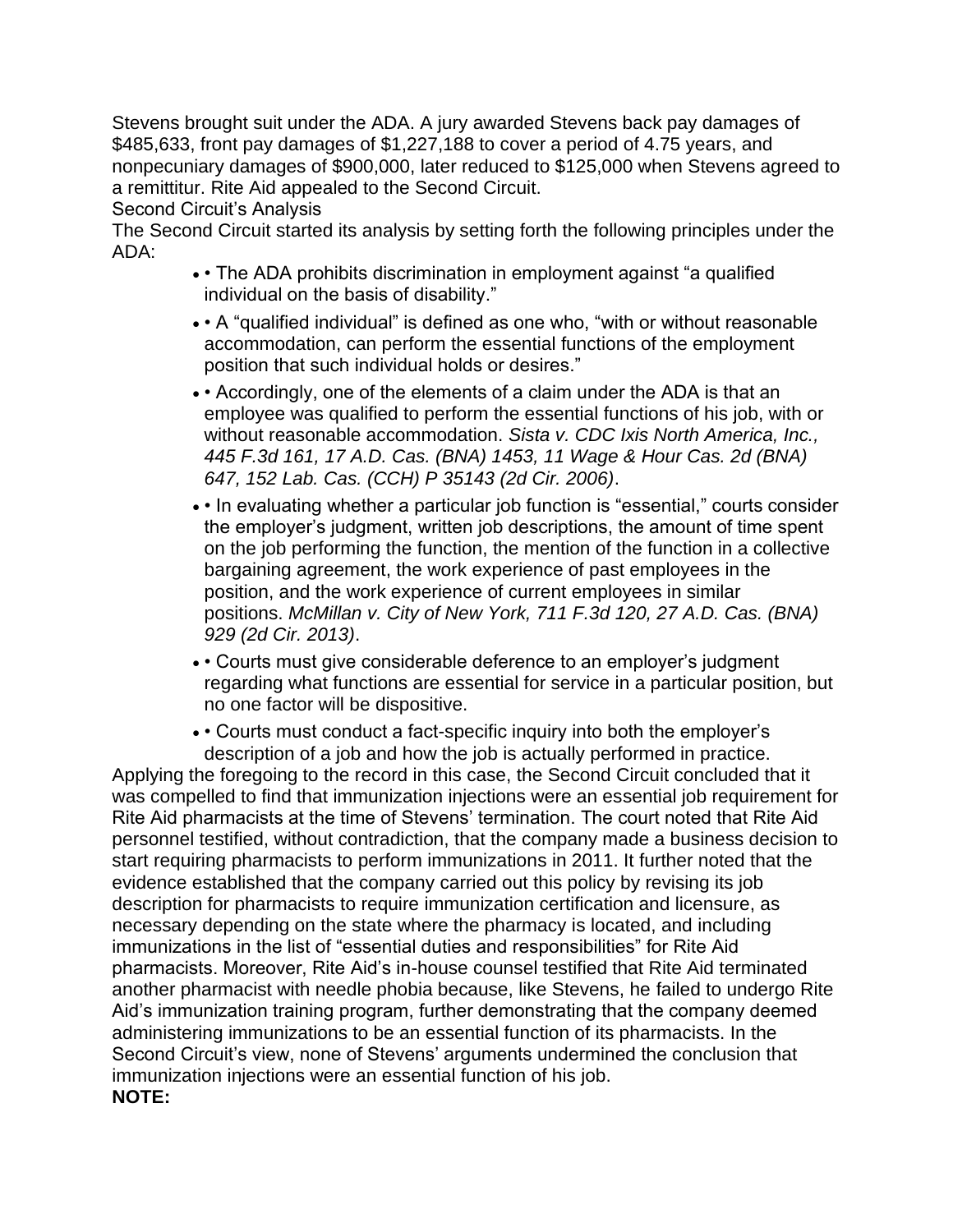Stevens brought suit under the ADA. A jury awarded Stevens back pay damages of $485,633, front pay damages of $1,227,188 to cover a period of 4.75 years, and nonpecuniary damages of $900,000, later reduced to $125,000 when Stevens agreed to a remittitur. Rite Aid appealed to the Second Circuit.

Second Circuit's Analysis

The Second Circuit started its analysis by setting forth the following principles under the ADA:

- • The ADA prohibits discrimination in employment against "a qualified individual on the basis of disability."
- • A "qualified individual" is defined as one who, "with or without reasonable accommodation, can perform the essential functions of the employment position that such individual holds or desires."
- • Accordingly, one of the elements of a claim under the ADA is that an employee was qualified to perform the essential functions of his job, with or without reasonable accommodation. *Sista v. CDC Ixis North America, Inc., 445 F.3d 161, 17 A.D. Cas. (BNA) 1453, 11 Wage & Hour Cas. 2d (BNA) 647, 152 Lab. Cas. (CCH) P 35143 (2d Cir. 2006)*.
- • In evaluating whether a particular job function is "essential," courts consider the employer's judgment, written job descriptions, the amount of time spent on the job performing the function, the mention of the function in a collective bargaining agreement, the work experience of past employees in the position, and the work experience of current employees in similar positions. *McMillan v. City of New York, 711 F.3d 120, 27 A.D. Cas. (BNA) 929 (2d Cir. 2013)*.
- • Courts must give considerable deference to an employer's judgment regarding what functions are essential for service in a particular position, but no one factor will be dispositive.
- • Courts must conduct a fact-specific inquiry into both the employer's description of a job and how the job is actually performed in practice.

Applying the foregoing to the record in this case, the Second Circuit concluded that it was compelled to find that immunization injections were an essential job requirement for Rite Aid pharmacists at the time of Stevens' termination. The court noted that Rite Aid personnel testified, without contradiction, that the company made a business decision to start requiring pharmacists to perform immunizations in 2011. It further noted that the evidence established that the company carried out this policy by revising its job description for pharmacists to require immunization certification and licensure, as necessary depending on the state where the pharmacy is located, and including immunizations in the list of "essential duties and responsibilities" for Rite Aid pharmacists. Moreover, Rite Aid's in-house counsel testified that Rite Aid terminated another pharmacist with needle phobia because, like Stevens, he failed to undergo Rite Aid's immunization training program, further demonstrating that the company deemed administering immunizations to be an essential function of its pharmacists. In the Second Circuit's view, none of Stevens' arguments undermined the conclusion that immunization injections were an essential function of his job.

**NOTE:**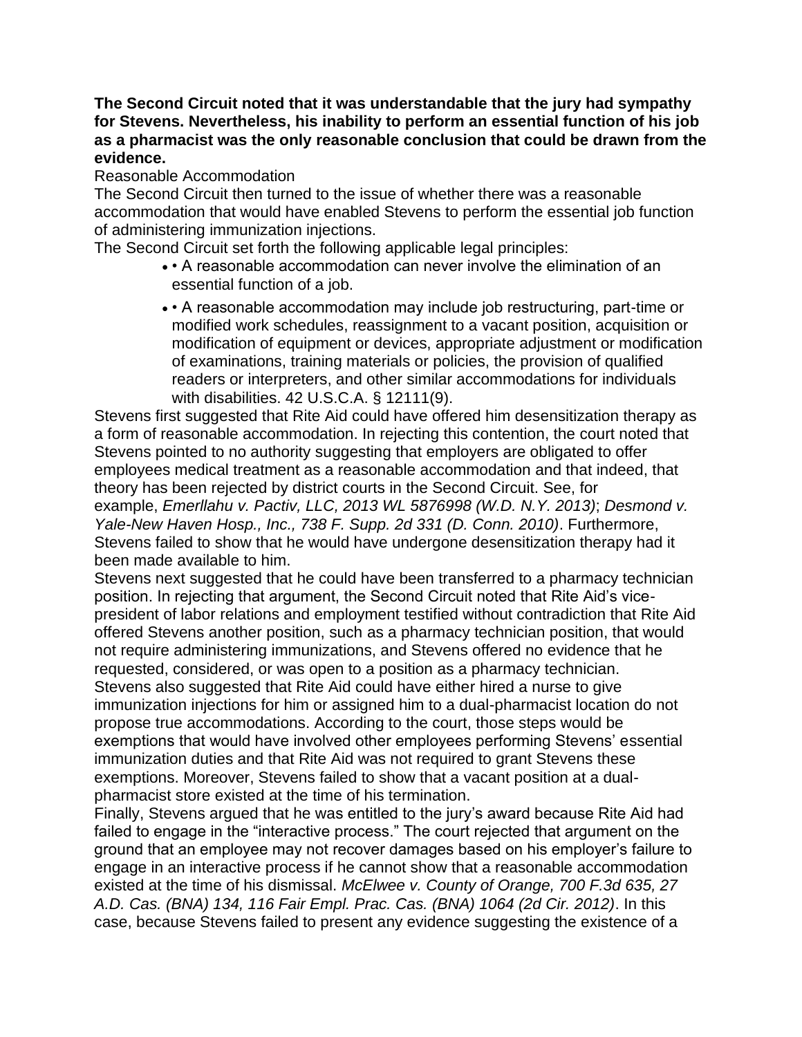**The Second Circuit noted that it was understandable that the jury had sympathy for Stevens. Nevertheless, his inability to perform an essential function of his job as a pharmacist was the only reasonable conclusion that could be drawn from the evidence.**

Reasonable Accommodation

The Second Circuit then turned to the issue of whether there was a reasonable accommodation that would have enabled Stevens to perform the essential job function of administering immunization injections.

The Second Circuit set forth the following applicable legal principles:

- • A reasonable accommodation can never involve the elimination of an essential function of a job.
- • A reasonable accommodation may include job restructuring, part-time or modified work schedules, reassignment to a vacant position, acquisition or modification of equipment or devices, appropriate adjustment or modification of examinations, training materials or policies, the provision of qualified readers or interpreters, and other similar accommodations for individuals with disabilities. 42 U.S.C.A. § 12111(9).

Stevens first suggested that Rite Aid could have offered him desensitization therapy as a form of reasonable accommodation. In rejecting this contention, the court noted that Stevens pointed to no authority suggesting that employers are obligated to offer employees medical treatment as a reasonable accommodation and that indeed, that theory has been rejected by district courts in the Second Circuit. See, for example, *Emerllahu v. Pactiv, LLC, 2013 WL 5876998 (W.D. N.Y. 2013)*; *Desmond v. Yale-New Haven Hosp., Inc., 738 F. Supp. 2d 331 (D. Conn. 2010)*. Furthermore, Stevens failed to show that he would have undergone desensitization therapy had it been made available to him.

Stevens next suggested that he could have been transferred to a pharmacy technician position. In rejecting that argument, the Second Circuit noted that Rite Aid's vice-president of labor relations and employment testified without contradiction that Rite Aid offered Stevens another position, such as a pharmacy technician position, that would not require administering immunizations, and Stevens offered no evidence that he requested, considered, or was open to a position as a pharmacy technician.

Stevens also suggested that Rite Aid could have either hired a nurse to give immunization injections for him or assigned him to a dual-pharmacist location do not propose true accommodations. According to the court, those steps would be exemptions that would have involved other employees performing Stevens' essential immunization duties and that Rite Aid was not required to grant Stevens these exemptions. Moreover, Stevens failed to show that a vacant position at a dual-pharmacist store existed at the time of his termination.

Finally, Stevens argued that he was entitled to the jury's award because Rite Aid had failed to engage in the "interactive process." The court rejected that argument on the ground that an employee may not recover damages based on his employer's failure to engage in an interactive process if he cannot show that a reasonable accommodation existed at the time of his dismissal. *McElwee v. County of Orange, 700 F.3d 635, 27 A.D. Cas. (BNA) 134, 116 Fair Empl. Prac. Cas. (BNA) 1064 (2d Cir. 2012)*. In this case, because Stevens failed to present any evidence suggesting the existence of a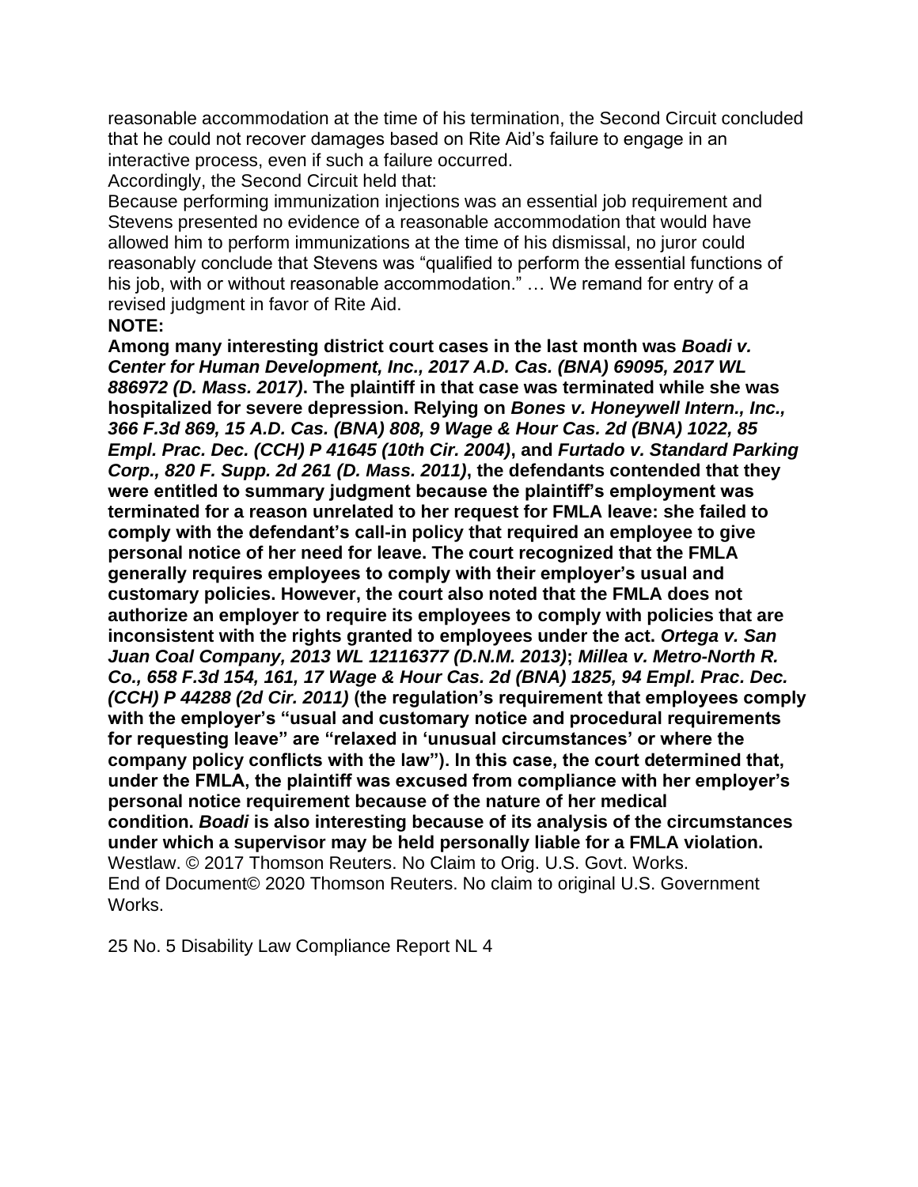reasonable accommodation at the time of his termination, the Second Circuit concluded that he could not recover damages based on Rite Aid's failure to engage in an interactive process, even if such a failure occurred.

Accordingly, the Second Circuit held that:

Because performing immunization injections was an essential job requirement and Stevens presented no evidence of a reasonable accommodation that would have allowed him to perform immunizations at the time of his dismissal, no juror could reasonably conclude that Stevens was "qualified to perform the essential functions of his job, with or without reasonable accommodation." … We remand for entry of a revised judgment in favor of Rite Aid.

**NOTE:**

**Among many interesting district court cases in the last month was *Boadi v. Center for Human Development, Inc., 2017 A.D. Cas. (BNA) 69095, 2017 WL 886972 (D. Mass. 2017)*. The plaintiff in that case was terminated while she was hospitalized for severe depression. Relying on *Bones v. Honeywell Intern., Inc., 366 F.3d 869, 15 A.D. Cas. (BNA) 808, 9 Wage & Hour Cas. 2d (BNA) 1022, 85 Empl. Prac. Dec. (CCH) P 41645 (10th Cir. 2004)*, and *Furtado v. Standard Parking Corp., 820 F. Supp. 2d 261 (D. Mass. 2011)*, the defendants contended that they were entitled to summary judgment because the plaintiff's employment was terminated for a reason unrelated to her request for FMLA leave: she failed to comply with the defendant's call-in policy that required an employee to give personal notice of her need for leave. The court recognized that the FMLA generally requires employees to comply with their employer's usual and customary policies. However, the court also noted that the FMLA does not authorize an employer to require its employees to comply with policies that are inconsistent with the rights granted to employees under the act. *Ortega v. San Juan Coal Company, 2013 WL 12116377 (D.N.M. 2013)*; *Millea v. Metro-North R. Co., 658 F.3d 154, 161, 17 Wage & Hour Cas. 2d (BNA) 1825, 94 Empl. Prac. Dec. (CCH) P 44288 (2d Cir. 2011)* (the regulation's requirement that employees comply with the employer's "usual and customary notice and procedural requirements for requesting leave" are "relaxed in 'unusual circumstances' or where the company policy conflicts with the law"). In this case, the court determined that, under the FMLA, the plaintiff was excused from compliance with her employer's personal notice requirement because of the nature of her medical condition. *Boadi* is also interesting because of its analysis of the circumstances under which a supervisor may be held personally liable for a FMLA violation.**

Westlaw. © 2017 Thomson Reuters. No Claim to Orig. U.S. Govt. Works.

End of Document© 2020 Thomson Reuters. No claim to original U.S. Government Works.

25 No. 5 Disability Law Compliance Report NL 4